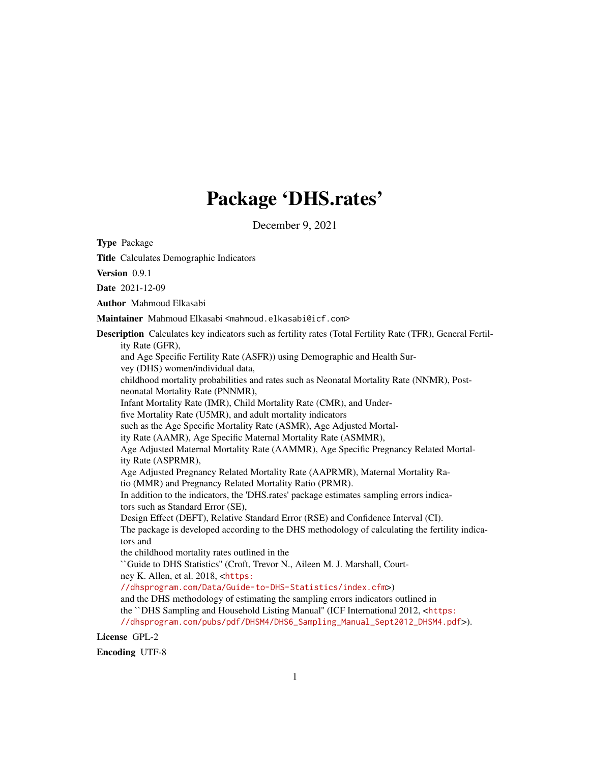# Package 'DHS.rates'

December 9, 2021

**Type** Package

**Title** Calculates Demographic Indicators

**Version** 0.9.1

**Date** 2021-12-09

**Author** Mahmoud Elkasabi

**Maintainer** Mahmoud Elkasabi <mahmoud.elkasabi@icf.com>

**Description** Calculates key indicators such as fertility rates (Total Fertility Rate (TFR), General Fertility Rate (GFR),
and Age Specific Fertility Rate (ASFR)) using Demographic and Health Survey (DHS) women/individual data,
childhood mortality probabilities and rates such as Neonatal Mortality Rate (NNMR), Post-neonatal Mortality Rate (PNNMR),
Infant Mortality Rate (IMR), Child Mortality Rate (CMR), and Under-five Mortality Rate (U5MR), and adult mortality indicators
such as the Age Specific Mortality Rate (ASMR), Age Adjusted Mortality Rate (AAMR), Age Specific Maternal Mortality Rate (ASMMR),
Age Adjusted Maternal Mortality Rate (AAMMR), Age Specific Pregnancy Related Mortality Rate (ASPRMR),
Age Adjusted Pregnancy Related Mortality Rate (AAPRMR), Maternal Mortality Ratio (MMR) and Pregnancy Related Mortality Ratio (PRMR).
In addition to the indicators, the 'DHS.rates' package estimates sampling errors indicators such as Standard Error (SE),
Design Effect (DEFT), Relative Standard Error (RSE) and Confidence Interval (CI).
The package is developed according to the DHS methodology of calculating the fertility indicators and
the childhood mortality rates outlined in the
``Guide to DHS Statistics'' (Croft, Trevor N., Aileen M. J. Marshall, Courtney K. Allen, et al. 2018, <https://dhsprogram.com/Data/Guide-to-DHS-Statistics/index.cfm>)
and the DHS methodology of estimating the sampling errors indicators outlined in
the ``DHS Sampling and Household Listing Manual'' (ICF International 2012, <https://dhsprogram.com/pubs/pdf/DHSM4/DHS6_Sampling_Manual_Sept2012_DHSM4.pdf>).

**License** GPL-2

**Encoding** UTF-8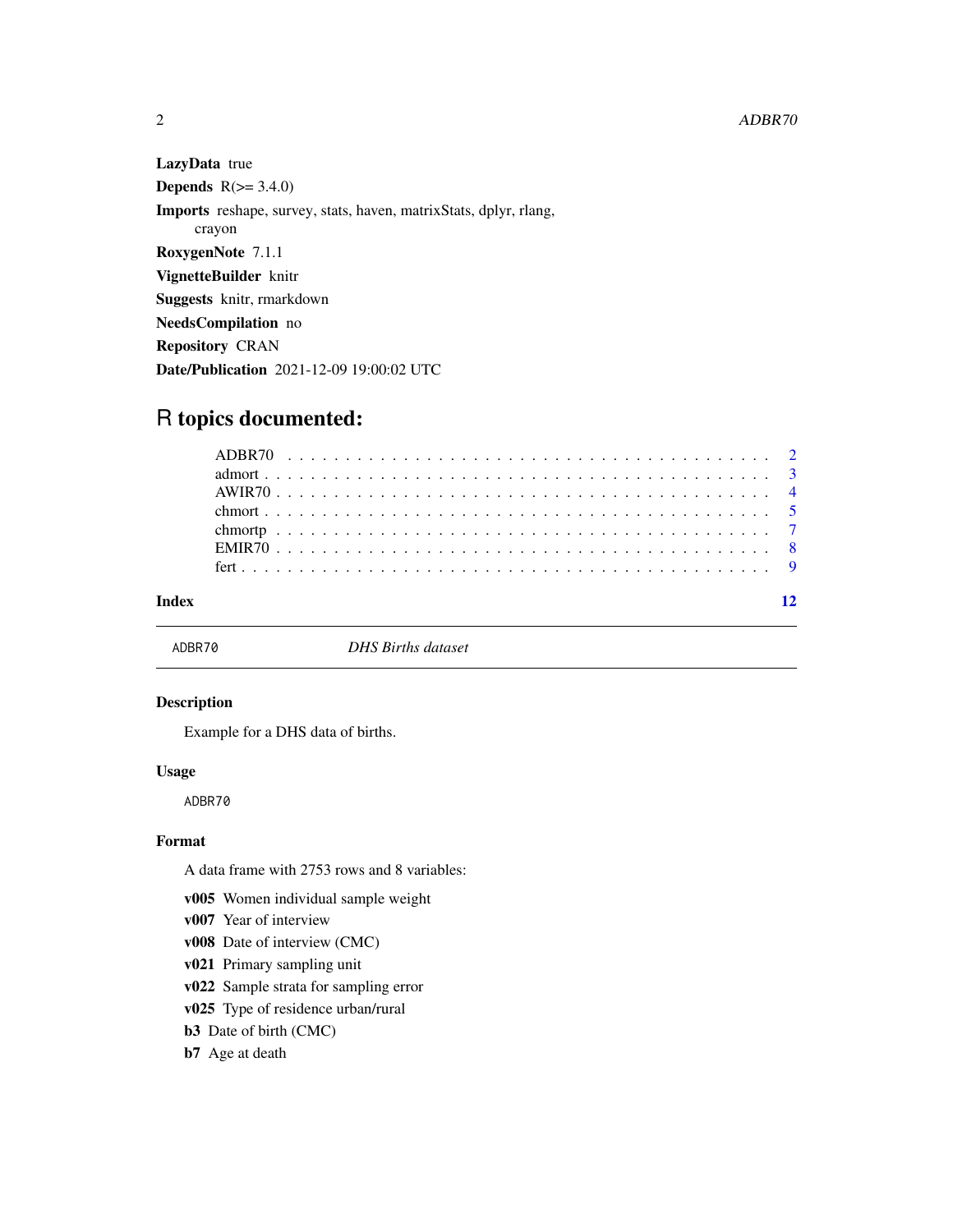**LazyData** true

**Depends** R(>= 3.4.0)

**Imports** reshape, survey, stats, haven, matrixStats, dplyr, rlang, crayon

**RoxygenNote** 7.1.1

**VignetteBuilder** knitr

**Suggests** knitr, rmarkdown

**NeedsCompilation** no

**Repository** CRAN

**Date/Publication** 2021-12-09 19:00:02 UTC

# R topics documented:

- ADBR70 . . . . . . . . . . . . . . . . . . . . . . . . . . . . . . . . . . . . . . . . 2
- admort . . . . . . . . . . . . . . . . . . . . . . . . . . . . . . . . . . . . . . . . 3
- AWIR70 . . . . . . . . . . . . . . . . . . . . . . . . . . . . . . . . . . . . . . . . 4
- chmort . . . . . . . . . . . . . . . . . . . . . . . . . . . . . . . . . . . . . . . . 5
- chmortp . . . . . . . . . . . . . . . . . . . . . . . . . . . . . . . . . . . . . . . . 7
- EMIR70 . . . . . . . . . . . . . . . . . . . . . . . . . . . . . . . . . . . . . . . . 8
- fert . . . . . . . . . . . . . . . . . . . . . . . . . . . . . . . . . . . . . . . . 9

**Index** 12

---

## `ADBR70` *DHS Births dataset*

### Description

Example for a DHS data of births.

### Usage

```
ADBR70
```

### Format

A data frame with 2753 rows and 8 variables:

**v005** Women individual sample weight

**v007** Year of interview

**v008** Date of interview (CMC)

**v021** Primary sampling unit

**v022** Sample strata for sampling error

**v025** Type of residence urban/rural

**b3** Date of birth (CMC)

**b7** Age at death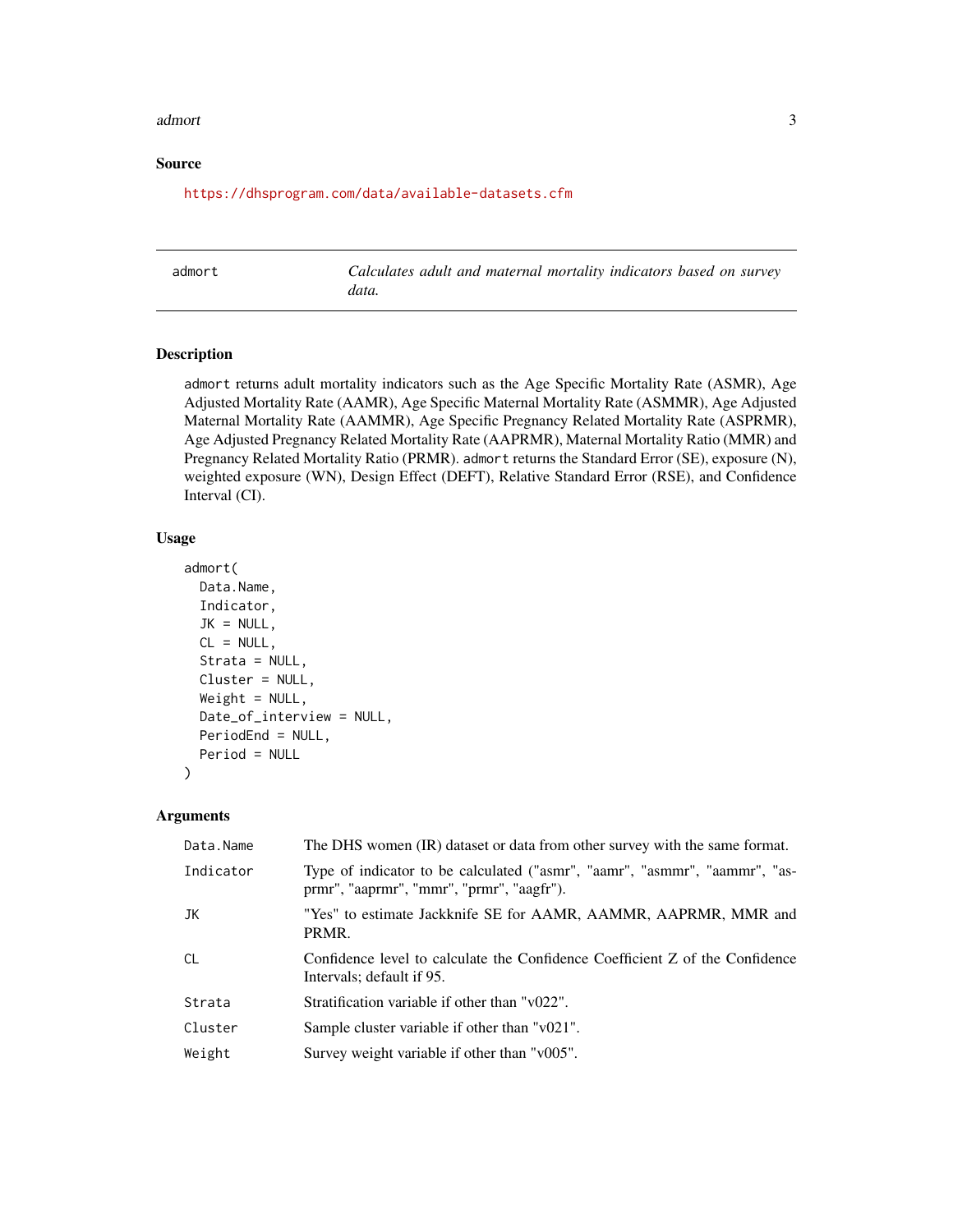## Source

https://dhsprogram.com/data/available-datasets.cfm

---

## admort — *Calculates adult and maternal mortality indicators based on survey data.*

---

### Description

admort returns adult mortality indicators such as the Age Specific Mortality Rate (ASMR), Age Adjusted Mortality Rate (AAMR), Age Specific Maternal Mortality Rate (ASMMR), Age Adjusted Maternal Mortality Rate (AAMMR), Age Specific Pregnancy Related Mortality Rate (ASPRMR), Age Adjusted Pregnancy Related Mortality Rate (AAPRMR), Maternal Mortality Ratio (MMR) and Pregnancy Related Mortality Ratio (PRMR). admort returns the Standard Error (SE), exposure (N), weighted exposure (WN), Design Effect (DEFT), Relative Standard Error (RSE), and Confidence Interval (CI).

### Usage

```
admort(
  Data.Name,
  Indicator,
  JK = NULL,
  CL = NULL,
  Strata = NULL,
  Cluster = NULL,
  Weight = NULL,
  Date_of_interview = NULL,
  PeriodEnd = NULL,
  Period = NULL
)
```

### Arguments

| Argument | Description |
|---|---|
| Data.Name | The DHS women (IR) dataset or data from other survey with the same format. |
| Indicator | Type of indicator to be calculated ("asmr", "aamr", "asmmr", "aammr", "asprmr", "aaprmr", "mmr", "prmr", "aagfr"). |
| JK | "Yes" to estimate Jackknife SE for AAMR, AAMMR, AAPRMR, MMR and PRMR. |
| CL | Confidence level to calculate the Confidence Coefficient Z of the Confidence Intervals; default if 95. |
| Strata | Stratification variable if other than "v022". |
| Cluster | Sample cluster variable if other than "v021". |
| Weight | Survey weight variable if other than "v005". |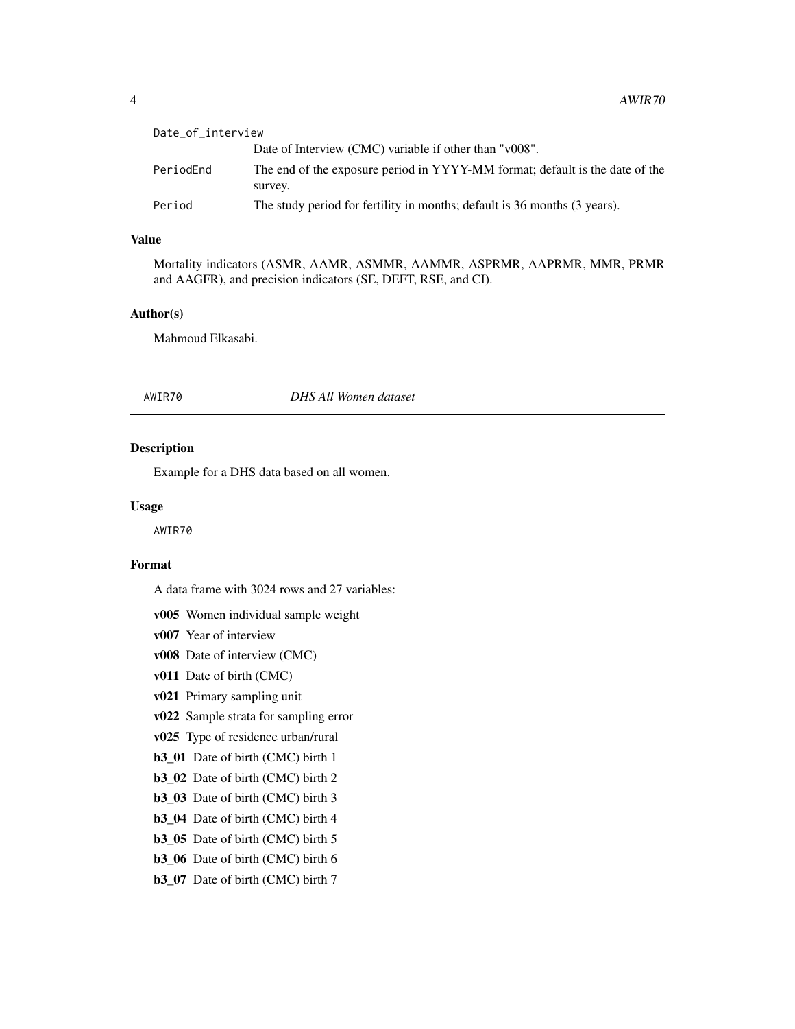`Date_of_interview`
: Date of Interview (CMC) variable if other than "v008".

`PeriodEnd`
: The end of the exposure period in YYYY-MM format; default is the date of the survey.

`Period`
: The study period for fertility in months; default is 36 months (3 years).

### Value

Mortality indicators (ASMR, AAMR, ASMMR, AAMMR, ASPRMR, AAPRMR, MMR, PRMR and AAGFR), and precision indicators (SE, DEFT, RSE, and CI).

### Author(s)

Mahmoud Elkasabi.

---

## AWIR70 — *DHS All Women dataset*

### Description

Example for a DHS data based on all women.

### Usage

```
AWIR70
```

### Format

A data frame with 3024 rows and 27 variables:

- **v005** Women individual sample weight
- **v007** Year of interview
- **v008** Date of interview (CMC)
- **v011** Date of birth (CMC)
- **v021** Primary sampling unit
- **v022** Sample strata for sampling error
- **v025** Type of residence urban/rural
- **b3_01** Date of birth (CMC) birth 1
- **b3_02** Date of birth (CMC) birth 2
- **b3_03** Date of birth (CMC) birth 3
- **b3_04** Date of birth (CMC) birth 4
- **b3_05** Date of birth (CMC) birth 5
- **b3_06** Date of birth (CMC) birth 6
- **b3_07** Date of birth (CMC) birth 7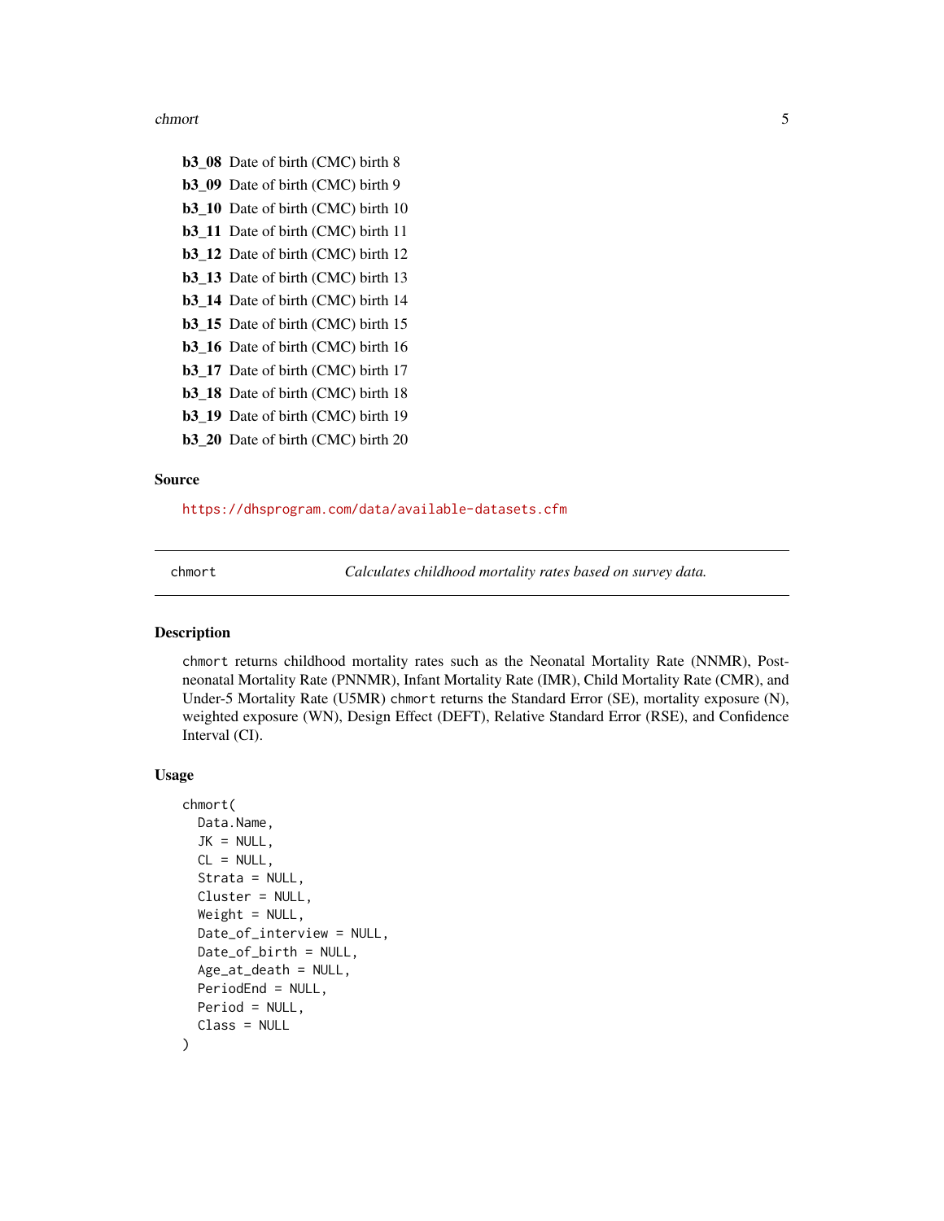**b3_08** Date of birth (CMC) birth 8

**b3_09** Date of birth (CMC) birth 9

**b3_10** Date of birth (CMC) birth 10

**b3_11** Date of birth (CMC) birth 11

**b3_12** Date of birth (CMC) birth 12

**b3_13** Date of birth (CMC) birth 13

**b3_14** Date of birth (CMC) birth 14

**b3_15** Date of birth (CMC) birth 15

**b3_16** Date of birth (CMC) birth 16

**b3_17** Date of birth (CMC) birth 17

**b3_18** Date of birth (CMC) birth 18

**b3_19** Date of birth (CMC) birth 19

**b3_20** Date of birth (CMC) birth 20

### Source

https://dhsprogram.com/data/available-datasets.cfm

---

## chmort — *Calculates childhood mortality rates based on survey data.*

---

### Description

chmort returns childhood mortality rates such as the Neonatal Mortality Rate (NNMR), Post-neonatal Mortality Rate (PNNMR), Infant Mortality Rate (IMR), Child Mortality Rate (CMR), and Under-5 Mortality Rate (U5MR) chmort returns the Standard Error (SE), mortality exposure (N), weighted exposure (WN), Design Effect (DEFT), Relative Standard Error (RSE), and Confidence Interval (CI).

### Usage

```
chmort(
  Data.Name,
  JK = NULL,
  CL = NULL,
  Strata = NULL,
  Cluster = NULL,
  Weight = NULL,
  Date_of_interview = NULL,
  Date_of_birth = NULL,
  Age_at_death = NULL,
  PeriodEnd = NULL,
  Period = NULL,
  Class = NULL
)
```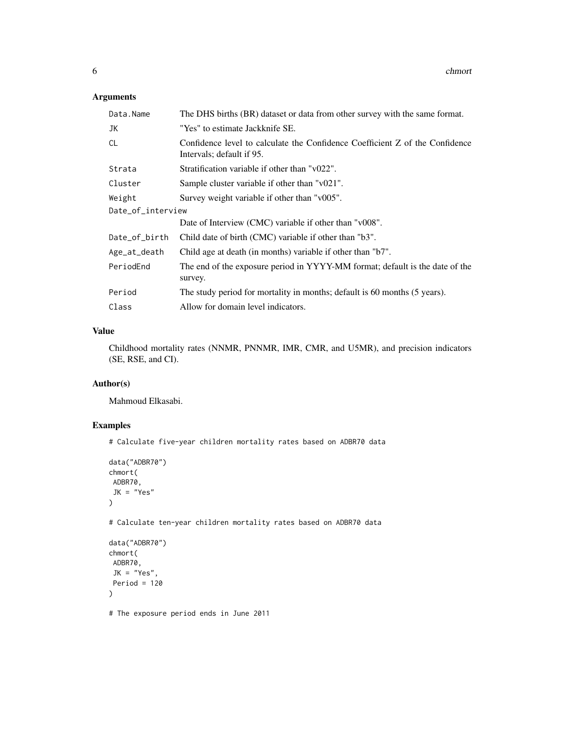## Arguments

| | |
|---|---|
| `Data.Name` | The DHS births (BR) dataset or data from other survey with the same format. |
| `JK` | "Yes" to estimate Jackknife SE. |
| `CL` | Confidence level to calculate the Confidence Coefficient Z of the Confidence Intervals; default if 95. |
| `Strata` | Stratification variable if other than "v022". |
| `Cluster` | Sample cluster variable if other than "v021". |
| `Weight` | Survey weight variable if other than "v005". |
| `Date_of_interview` | Date of Interview (CMC) variable if other than "v008". |
| `Date_of_birth` | Child date of birth (CMC) variable if other than "b3". |
| `Age_at_death` | Child age at death (in months) variable if other than "b7". |
| `PeriodEnd` | The end of the exposure period in YYYY-MM format; default is the date of the survey. |
| `Period` | The study period for mortality in months; default is 60 months (5 years). |
| `Class` | Allow for domain level indicators. |

## Value

Childhood mortality rates (NNMR, PNNMR, IMR, CMR, and U5MR), and precision indicators (SE, RSE, and CI).

## Author(s)

Mahmoud Elkasabi.

## Examples

```
# Calculate five-year children mortality rates based on ADBR70 data

data("ADBR70")
chmort(
 ADBR70,
 JK = "Yes"
)

# Calculate ten-year children mortality rates based on ADBR70 data

data("ADBR70")
chmort(
 ADBR70,
 JK = "Yes",
 Period = 120
)

# The exposure period ends in June 2011
```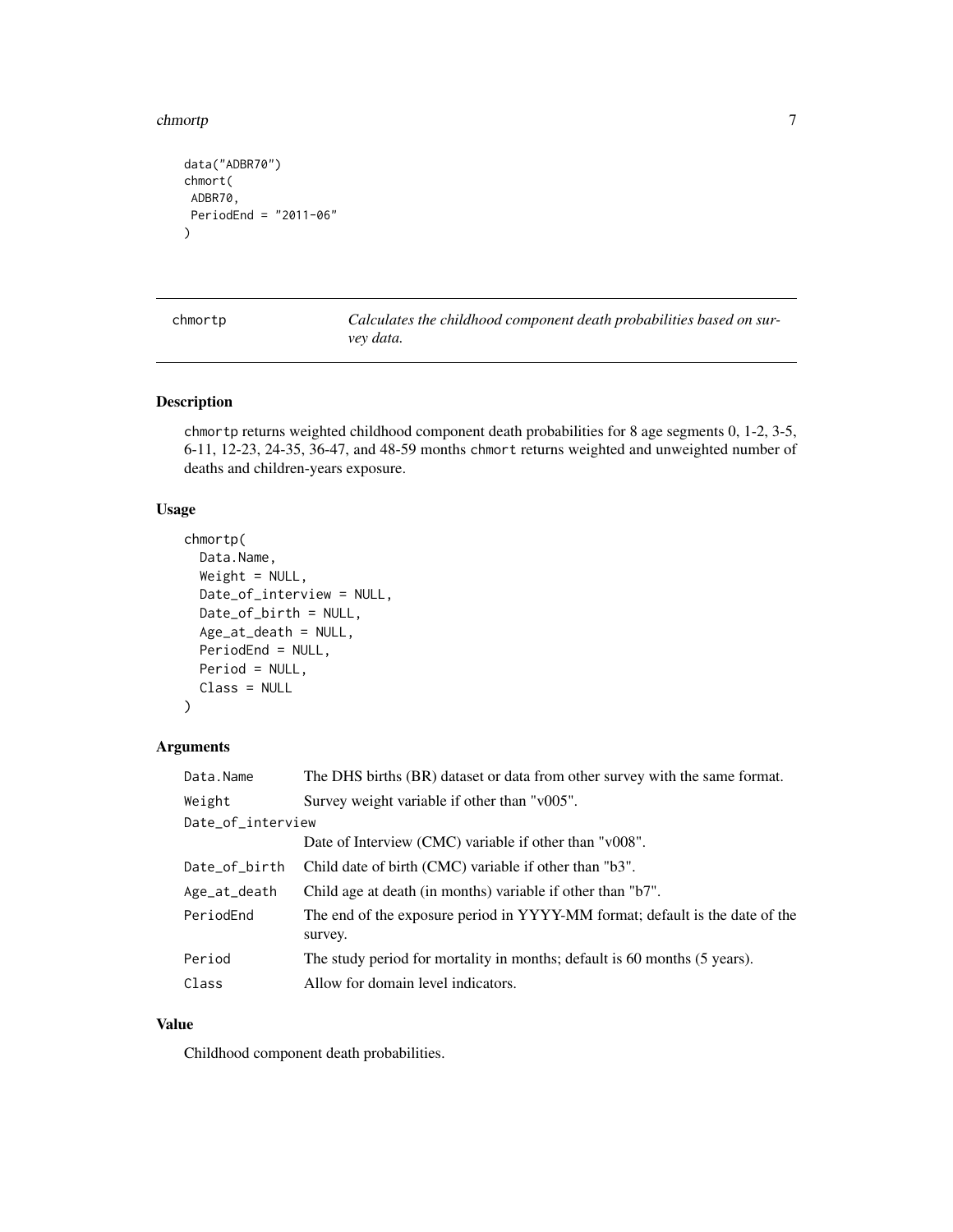```
data("ADBR70")
chmort(
 ADBR70,
 PeriodEnd = "2011-06"
)
```

## chmortp — *Calculates the childhood component death probabilities based on survey data.*

### Description

chmortp returns weighted childhood component death probabilities for 8 age segments 0, 1-2, 3-5, 6-11, 12-23, 24-35, 36-47, and 48-59 months chmort returns weighted and unweighted number of deaths and children-years exposure.

### Usage

```
chmortp(
  Data.Name,
  Weight = NULL,
  Date_of_interview = NULL,
  Date_of_birth = NULL,
  Age_at_death = NULL,
  PeriodEnd = NULL,
  Period = NULL,
  Class = NULL
)
```

### Arguments

| Argument | Description |
|---|---|
| Data.Name | The DHS births (BR) dataset or data from other survey with the same format. |
| Weight | Survey weight variable if other than "v005". |
| Date_of_interview | Date of Interview (CMC) variable if other than "v008". |
| Date_of_birth | Child date of birth (CMC) variable if other than "b3". |
| Age_at_death | Child age at death (in months) variable if other than "b7". |
| PeriodEnd | The end of the exposure period in YYYY-MM format; default is the date of the survey. |
| Period | The study period for mortality in months; default is 60 months (5 years). |
| Class | Allow for domain level indicators. |

### Value

Childhood component death probabilities.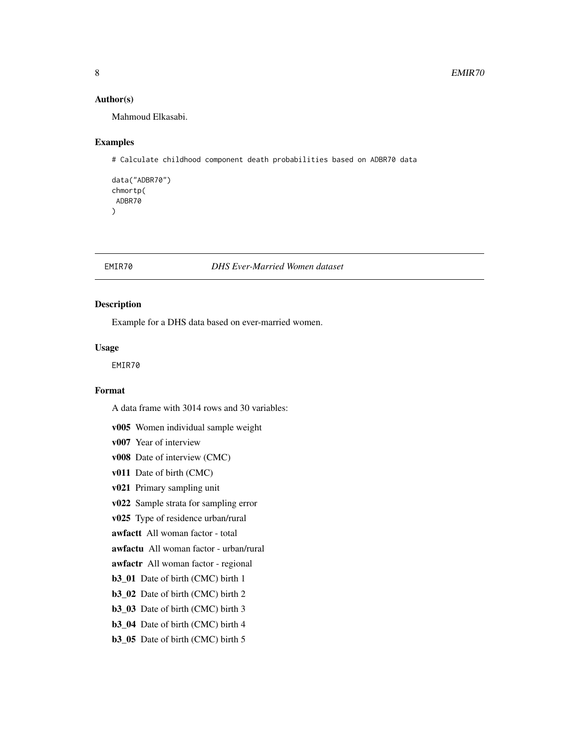### Author(s)

Mahmoud Elkasabi.

### Examples

```
# Calculate childhood component death probabilities based on ADBR70 data

data("ADBR70")
chmortp(
 ADBR70
)
```

---

## EMIR70 *DHS Ever-Married Women dataset*

---

### Description

Example for a DHS data based on ever-married women.

### Usage

```
EMIR70
```

### Format

A data frame with 3014 rows and 30 variables:

**v005** Women individual sample weight

**v007** Year of interview

**v008** Date of interview (CMC)

**v011** Date of birth (CMC)

**v021** Primary sampling unit

**v022** Sample strata for sampling error

**v025** Type of residence urban/rural

**awfactt** All woman factor - total

**awfactu** All woman factor - urban/rural

**awfactr** All woman factor - regional

**b3_01** Date of birth (CMC) birth 1

**b3_02** Date of birth (CMC) birth 2

**b3_03** Date of birth (CMC) birth 3

**b3_04** Date of birth (CMC) birth 4

**b3_05** Date of birth (CMC) birth 5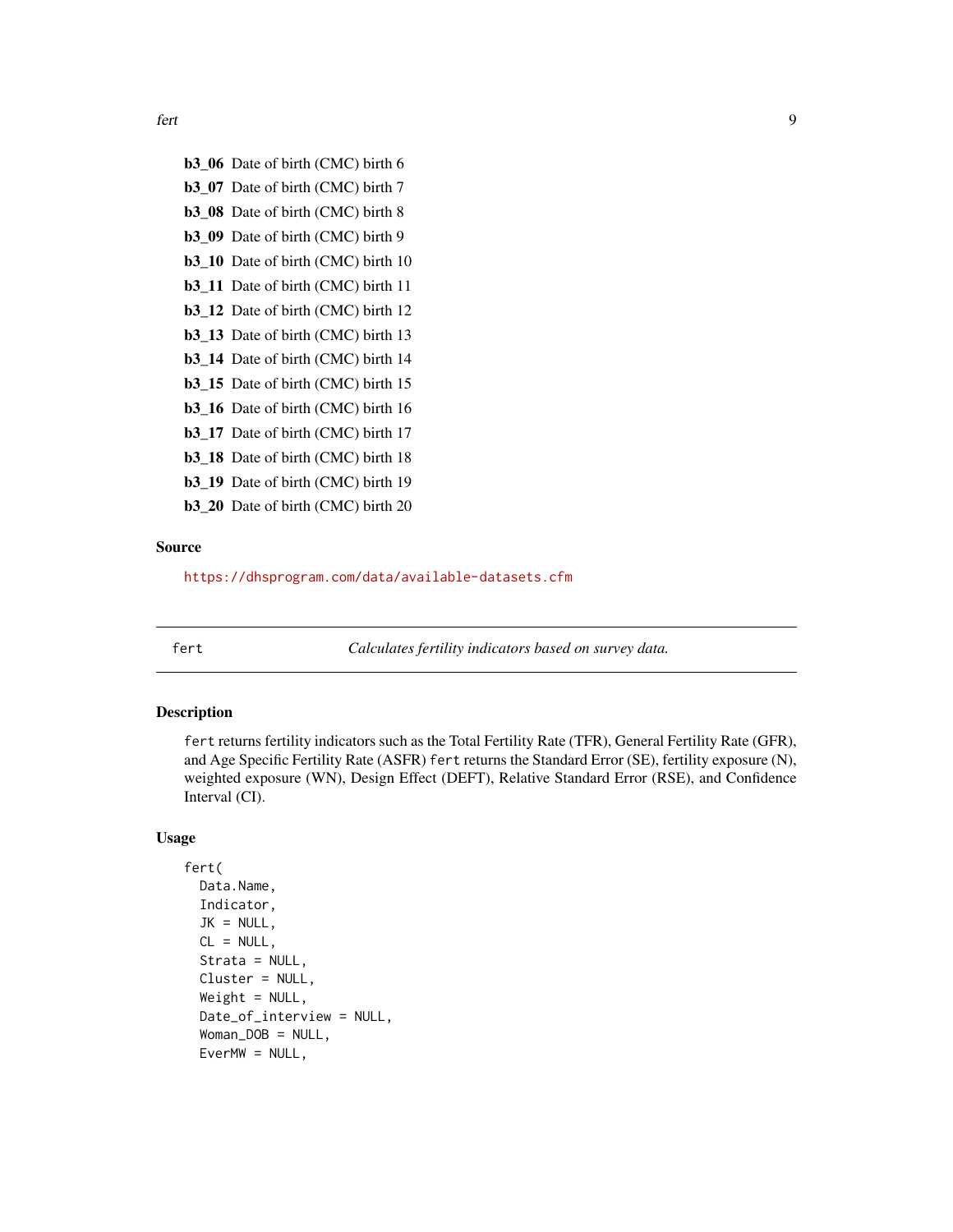**b3_06** Date of birth (CMC) birth 6

**b3_07** Date of birth (CMC) birth 7

**b3_08** Date of birth (CMC) birth 8

**b3_09** Date of birth (CMC) birth 9

**b3_10** Date of birth (CMC) birth 10

**b3_11** Date of birth (CMC) birth 11

**b3_12** Date of birth (CMC) birth 12

**b3_13** Date of birth (CMC) birth 13

**b3_14** Date of birth (CMC) birth 14

**b3_15** Date of birth (CMC) birth 15

**b3_16** Date of birth (CMC) birth 16

**b3_17** Date of birth (CMC) birth 17

**b3_18** Date of birth (CMC) birth 18

**b3_19** Date of birth (CMC) birth 19

**b3_20** Date of birth (CMC) birth 20

### Source

https://dhsprogram.com/data/available-datasets.cfm

---

## fert — *Calculates fertility indicators based on survey data.*

---

### Description

`fert` returns fertility indicators such as the Total Fertility Rate (TFR), General Fertility Rate (GFR), and Age Specific Fertility Rate (ASFR) `fert` returns the Standard Error (SE), fertility exposure (N), weighted exposure (WN), Design Effect (DEFT), Relative Standard Error (RSE), and Confidence Interval (CI).

### Usage

```
fert(
  Data.Name,
  Indicator,
  JK = NULL,
  CL = NULL,
  Strata = NULL,
  Cluster = NULL,
  Weight = NULL,
  Date_of_interview = NULL,
  Woman_DOB = NULL,
  EverMW = NULL,
```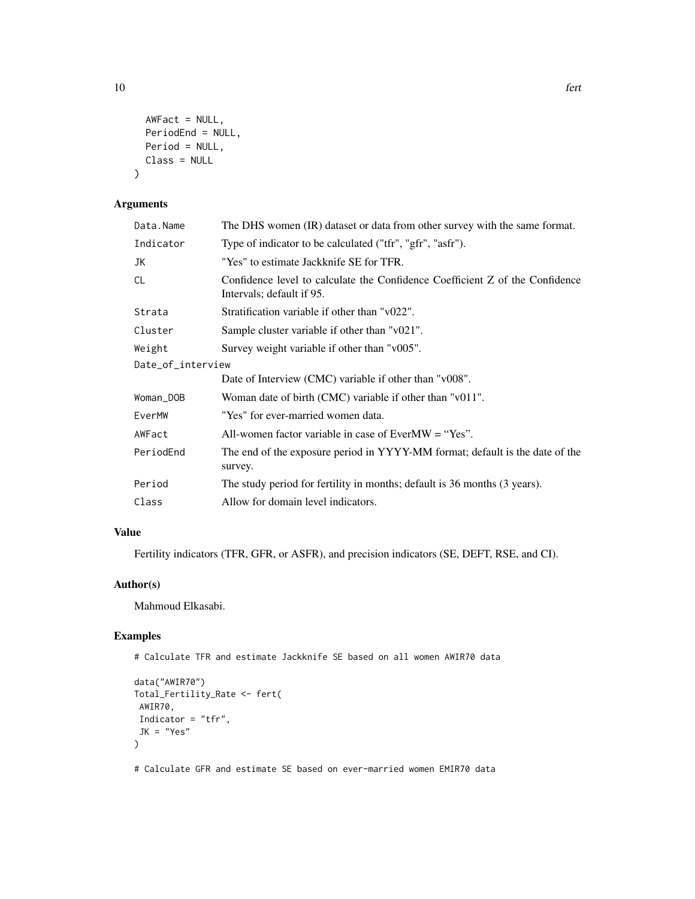```
  AWFact = NULL,
  PeriodEnd = NULL,
  Period = NULL,
  Class = NULL
)
```

## Arguments

| | |
|---|---|
| `Data.Name` | The DHS women (IR) dataset or data from other survey with the same format. |
| `Indicator` | Type of indicator to be calculated ("tfr", "gfr", "asfr"). |
| `JK` | "Yes" to estimate Jackknife SE for TFR. |
| `CL` | Confidence level to calculate the Confidence Coefficient Z of the Confidence Intervals; default if 95. |
| `Strata` | Stratification variable if other than "v022". |
| `Cluster` | Sample cluster variable if other than "v021". |
| `Weight` | Survey weight variable if other than "v005". |
| `Date_of_interview` | Date of Interview (CMC) variable if other than "v008". |
| `Woman_DOB` | Woman date of birth (CMC) variable if other than "v011". |
| `EverMW` | "Yes" for ever-married women data. |
| `AWFact` | All-women factor variable in case of EverMW = "Yes". |
| `PeriodEnd` | The end of the exposure period in YYYY-MM format; default is the date of the survey. |
| `Period` | The study period for fertility in months; default is 36 months (3 years). |
| `Class` | Allow for domain level indicators. |

## Value

Fertility indicators (TFR, GFR, or ASFR), and precision indicators (SE, DEFT, RSE, and CI).

## Author(s)

Mahmoud Elkasabi.

## Examples

```
# Calculate TFR and estimate Jackknife SE based on all women AWIR70 data

data("AWIR70")
Total_Fertility_Rate <- fert(
 AWIR70,
 Indicator = "tfr",
 JK = "Yes"
)

# Calculate GFR and estimate SE based on ever-married women EMIR70 data
```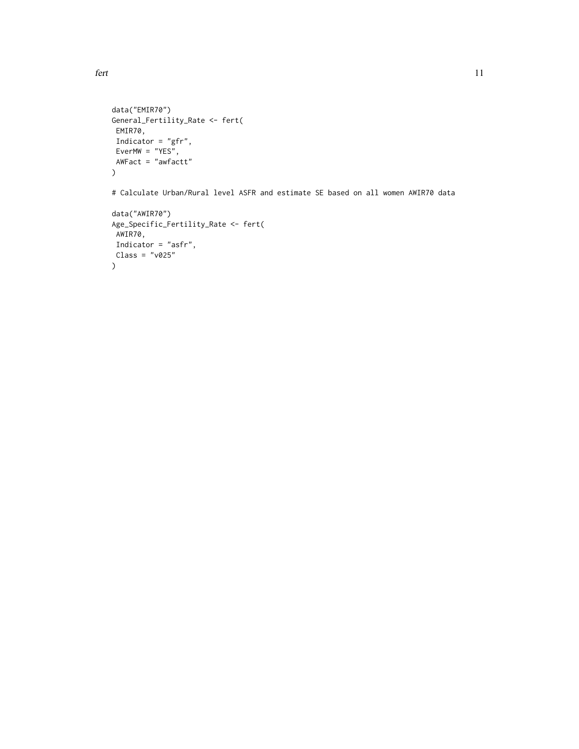```
data("EMIR70")
General_Fertility_Rate <- fert(
 EMIR70,
 Indicator = "gfr",
 EverMW = "YES",
 AWFact = "awfactt"
)

# Calculate Urban/Rural level ASFR and estimate SE based on all women AWIR70 data

data("AWIR70")
Age_Specific_Fertility_Rate <- fert(
 AWIR70,
 Indicator = "asfr",
 Class = "v025"
)
```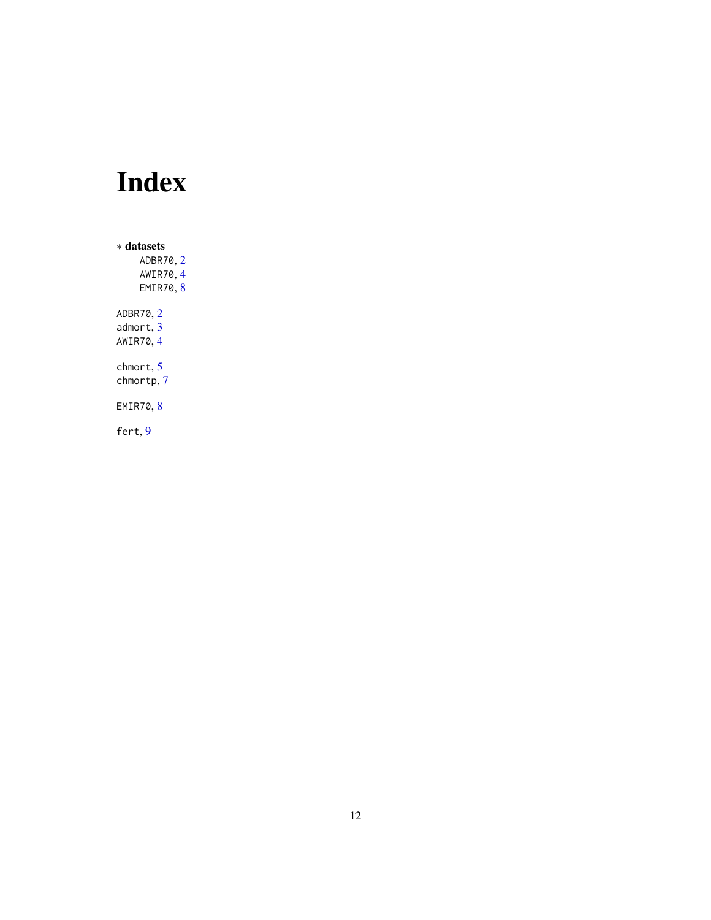# Index

∗ **datasets**
    ADBR70, 2
    AWIR70, 4
    EMIR70, 8

ADBR70, 2
admort, 3
AWIR70, 4

chmort, 5
chmortp, 7

EMIR70, 8

fert, 9